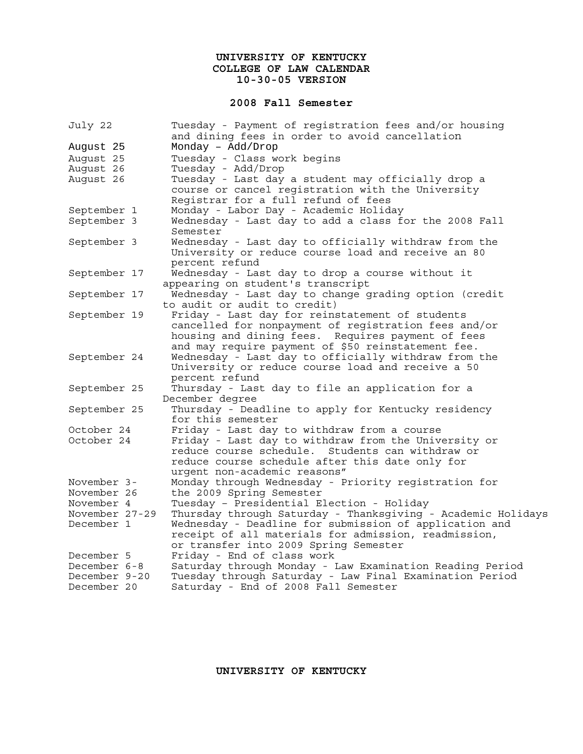# UNIVERSITY OF KENTUCKY
# COLLEGE OF LAW CALENDAR
# 10-30-05 VERSION

## 2008 Fall Semester

| | |
|---|---|
| July 22 | Tuesday - Payment of registration fees and/or housing and dining fees in order to avoid cancellation |
| August 25 | Monday – Add/Drop |
| August 25 | Tuesday - Class work begins |
| August 26 | Tuesday - Add/Drop |
| August 26 | Tuesday - Last day a student may officially drop a course or cancel registration with the University Registrar for a full refund of fees |
| September 1 | Monday - Labor Day - Academic Holiday |
| September 3 | Wednesday - Last day to add a class for the 2008 Fall Semester |
| September 3 | Wednesday - Last day to officially withdraw from the University or reduce course load and receive an 80 percent refund |
| September 17 | Wednesday - Last day to drop a course without it appearing on student's transcript |
| September 17 | Wednesday - Last day to change grading option (credit to audit or audit to credit) |
| September 19 | Friday - Last day for reinstatement of students cancelled for nonpayment of registration fees and/or housing and dining fees. Requires payment of fees and may require payment of $50 reinstatement fee. |
| September 24 | Wednesday - Last day to officially withdraw from the University or reduce course load and receive a 50 percent refund |
| September 25 | Thursday - Last day to file an application for a December degree |
| September 25 | Thursday - Deadline to apply for Kentucky residency for this semester |
| October 24 | Friday - Last day to withdraw from a course |
| October 24 | Friday - Last day to withdraw from the University or reduce course schedule. Students can withdraw or reduce course schedule after this date only for urgent non-academic reasons" |
| November 3-<br>November 26 | Monday through Wednesday - Priority registration for the 2009 Spring Semester |
| November 4 | Tuesday – Presidential Election - Holiday |
| November 27-29 | Thursday through Saturday - Thanksgiving - Academic Holidays |
| December 1 | Wednesday - Deadline for submission of application and receipt of all materials for admission, readmission, or transfer into 2009 Spring Semester |
| December 5 | Friday - End of class work |
| December 6-8 | Saturday through Monday - Law Examination Reading Period |
| December 9-20 | Tuesday through Saturday - Law Final Examination Period |
| December 20 | Saturday - End of 2008 Fall Semester |

# UNIVERSITY OF KENTUCKY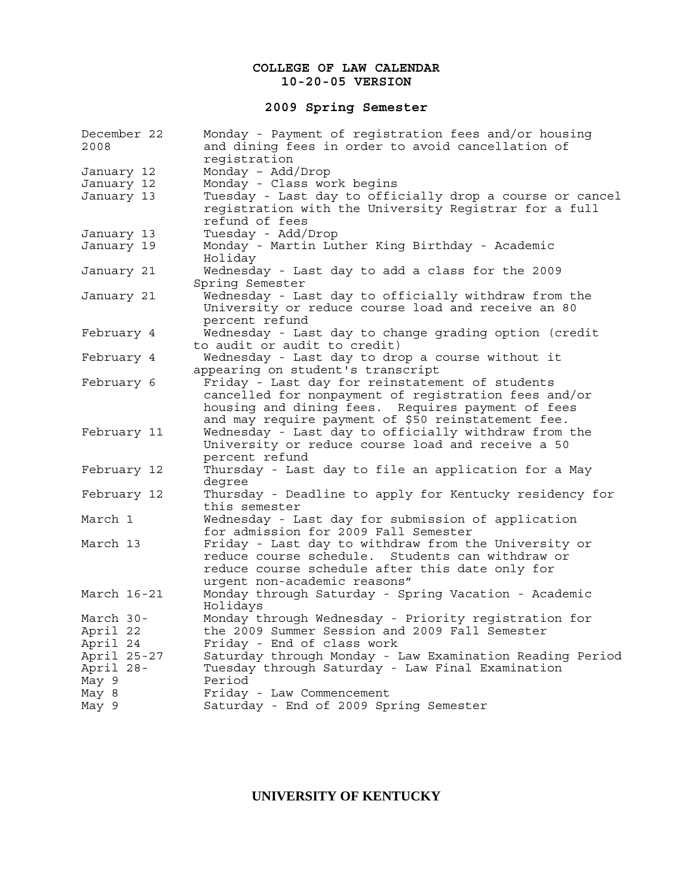# COLLEGE OF LAW CALENDAR
## 10-20-05 VERSION

### 2009 Spring Semester

| Date | Event |
|---|---|
| December 22 2008 | Monday - Payment of registration fees and/or housing and dining fees in order to avoid cancellation of registration |
| January 12 | Monday – Add/Drop |
| January 12 | Monday - Class work begins |
| January 13 | Tuesday - Last day to officially drop a course or cancel registration with the University Registrar for a full refund of fees |
| January 13 | Tuesday - Add/Drop |
| January 19 | Monday - Martin Luther King Birthday - Academic Holiday |
| January 21 | Wednesday - Last day to add a class for the 2009 Spring Semester |
| January 21 | Wednesday - Last day to officially withdraw from the University or reduce course load and receive an 80 percent refund |
| February 4 | Wednesday - Last day to change grading option (credit to audit or audit to credit) |
| February 4 | Wednesday - Last day to drop a course without it appearing on student's transcript |
| February 6 | Friday - Last day for reinstatement of students cancelled for nonpayment of registration fees and/or housing and dining fees. Requires payment of fees and may require payment of $50 reinstatement fee. |
| February 11 | Wednesday - Last day to officially withdraw from the University or reduce course load and receive a 50 percent refund |
| February 12 | Thursday - Last day to file an application for a May degree |
| February 12 | Thursday - Deadline to apply for Kentucky residency for this semester |
| March 1 | Wednesday - Last day for submission of application for admission for 2009 Fall Semester |
| March 13 | Friday - Last day to withdraw from the University or reduce course schedule. Students can withdraw or reduce course schedule after this date only for urgent non-academic reasons" |
| March 16-21 | Monday through Saturday - Spring Vacation - Academic Holidays |
| March 30-April 22 | Monday through Wednesday - Priority registration for the 2009 Summer Session and 2009 Fall Semester |
| April 24 | Friday - End of class work |
| April 25-27 | Saturday through Monday - Law Examination Reading Period |
| April 28-May 9 | Tuesday through Saturday - Law Final Examination Period |
| May 8 | Friday - Law Commencement |
| May 9 | Saturday - End of 2009 Spring Semester |

**UNIVERSITY OF KENTUCKY**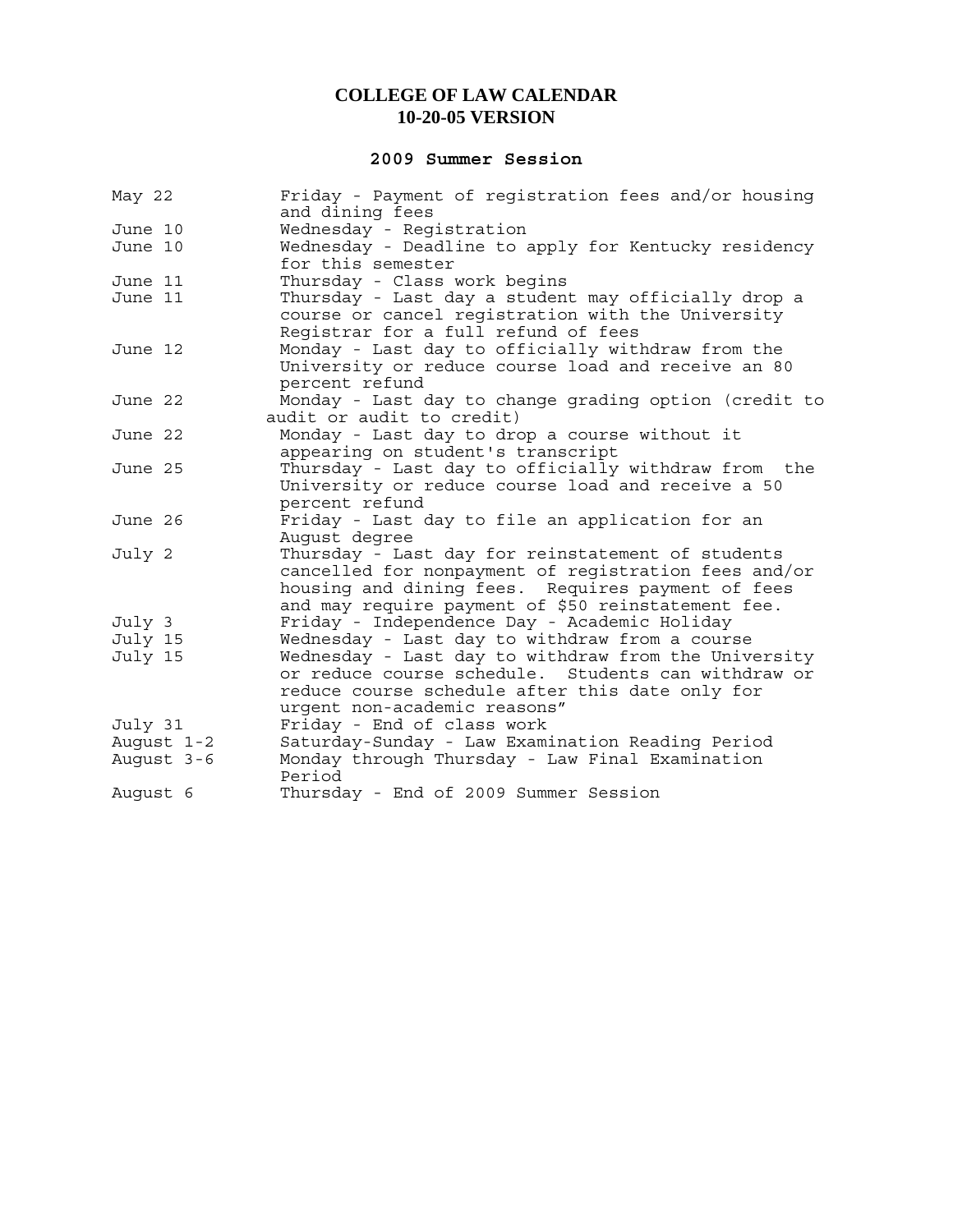# COLLEGE OF LAW CALENDAR
# 10-20-05 VERSION

## 2009 Summer Session

| | |
|---|---|
| May 22 | Friday - Payment of registration fees and/or housing and dining fees |
| June 10 | Wednesday - Registration |
| June 10 | Wednesday - Deadline to apply for Kentucky residency for this semester |
| June 11 | Thursday - Class work begins |
| June 11 | Thursday - Last day a student may officially drop a course or cancel registration with the University Registrar for a full refund of fees |
| June 12 | Monday - Last day to officially withdraw from the University or reduce course load and receive an 80 percent refund |
| June 22 | Monday - Last day to change grading option (credit to audit or audit to credit) |
| June 22 | Monday - Last day to drop a course without it appearing on student's transcript |
| June 25 | Thursday - Last day to officially withdraw from the University or reduce course load and receive a 50 percent refund |
| June 26 | Friday - Last day to file an application for an August degree |
| July 2 | Thursday - Last day for reinstatement of students cancelled for nonpayment of registration fees and/or housing and dining fees. Requires payment of fees and may require payment of $50 reinstatement fee. |
| July 3 | Friday - Independence Day - Academic Holiday |
| July 15 | Wednesday - Last day to withdraw from a course |
| July 15 | Wednesday - Last day to withdraw from the University or reduce course schedule. Students can withdraw or reduce course schedule after this date only for urgent non-academic reasons" |
| July 31 | Friday - End of class work |
| August 1-2 | Saturday-Sunday - Law Examination Reading Period |
| August 3-6 | Monday through Thursday - Law Final Examination Period |
| August 6 | Thursday - End of 2009 Summer Session |